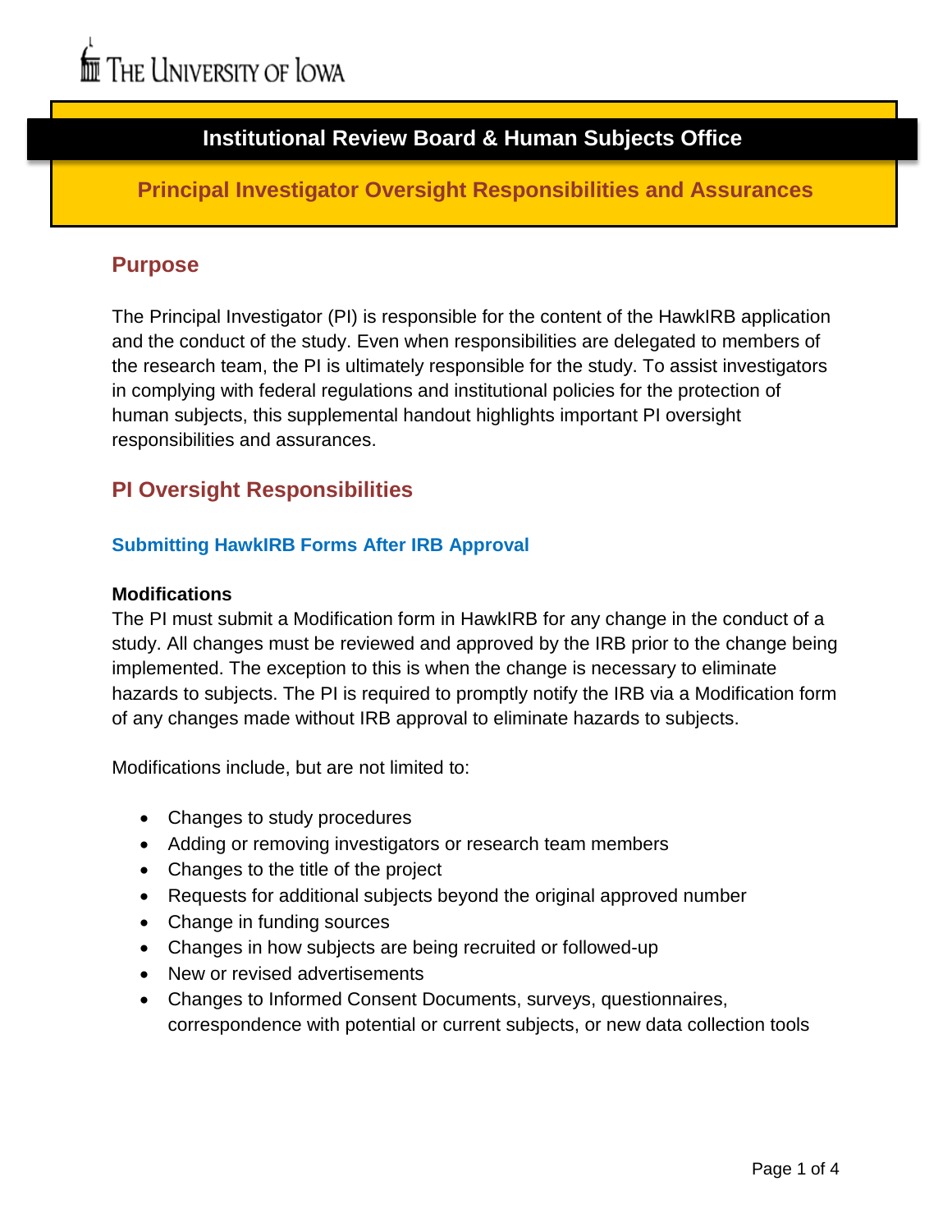The University of Iowa

# Institutional Review Board & Human Subjects Office

## Principal Investigator Oversight Responsibilities and Assurances

## Purpose

The Principal Investigator (PI) is responsible for the content of the HawkIRB application and the conduct of the study. Even when responsibilities are delegated to members of the research team, the PI is ultimately responsible for the study. To assist investigators in complying with federal regulations and institutional policies for the protection of human subjects, this supplemental handout highlights important PI oversight responsibilities and assurances.

## PI Oversight Responsibilities

### Submitting HawkIRB Forms After IRB Approval

**Modifications**

The PI must submit a Modification form in HawkIRB for any change in the conduct of a study. All changes must be reviewed and approved by the IRB prior to the change being implemented. The exception to this is when the change is necessary to eliminate hazards to subjects. The PI is required to promptly notify the IRB via a Modification form of any changes made without IRB approval to eliminate hazards to subjects.

Modifications include, but are not limited to:

- Changes to study procedures
- Adding or removing investigators or research team members
- Changes to the title of the project
- Requests for additional subjects beyond the original approved number
- Change in funding sources
- Changes in how subjects are being recruited or followed-up
- New or revised advertisements
- Changes to Informed Consent Documents, surveys, questionnaires, correspondence with potential or current subjects, or new data collection tools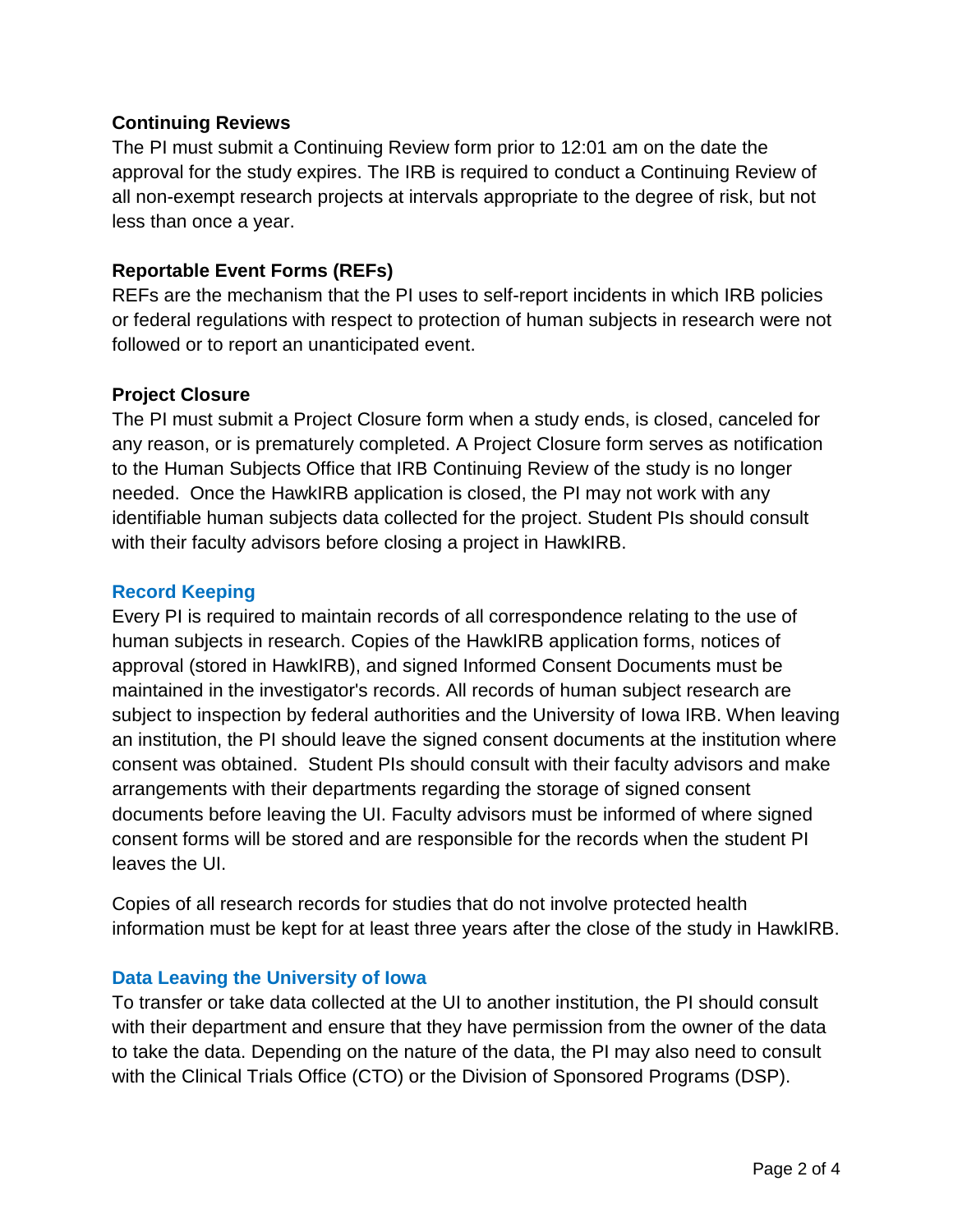### Continuing Reviews

The PI must submit a Continuing Review form prior to 12:01 am on the date the approval for the study expires. The IRB is required to conduct a Continuing Review of all non-exempt research projects at intervals appropriate to the degree of risk, but not less than once a year.

### Reportable Event Forms (REFs)

REFs are the mechanism that the PI uses to self-report incidents in which IRB policies or federal regulations with respect to protection of human subjects in research were not followed or to report an unanticipated event.

### Project Closure

The PI must submit a Project Closure form when a study ends, is closed, canceled for any reason, or is prematurely completed. A Project Closure form serves as notification to the Human Subjects Office that IRB Continuing Review of the study is no longer needed. Once the HawkIRB application is closed, the PI may not work with any identifiable human subjects data collected for the project. Student PIs should consult with their faculty advisors before closing a project in HawkIRB.

## Record Keeping

Every PI is required to maintain records of all correspondence relating to the use of human subjects in research. Copies of the HawkIRB application forms, notices of approval (stored in HawkIRB), and signed Informed Consent Documents must be maintained in the investigator's records. All records of human subject research are subject to inspection by federal authorities and the University of Iowa IRB. When leaving an institution, the PI should leave the signed consent documents at the institution where consent was obtained. Student PIs should consult with their faculty advisors and make arrangements with their departments regarding the storage of signed consent documents before leaving the UI. Faculty advisors must be informed of where signed consent forms will be stored and are responsible for the records when the student PI leaves the UI.

Copies of all research records for studies that do not involve protected health information must be kept for at least three years after the close of the study in HawkIRB.

## Data Leaving the University of Iowa

To transfer or take data collected at the UI to another institution, the PI should consult with their department and ensure that they have permission from the owner of the data to take the data. Depending on the nature of the data, the PI may also need to consult with the Clinical Trials Office (CTO) or the Division of Sponsored Programs (DSP).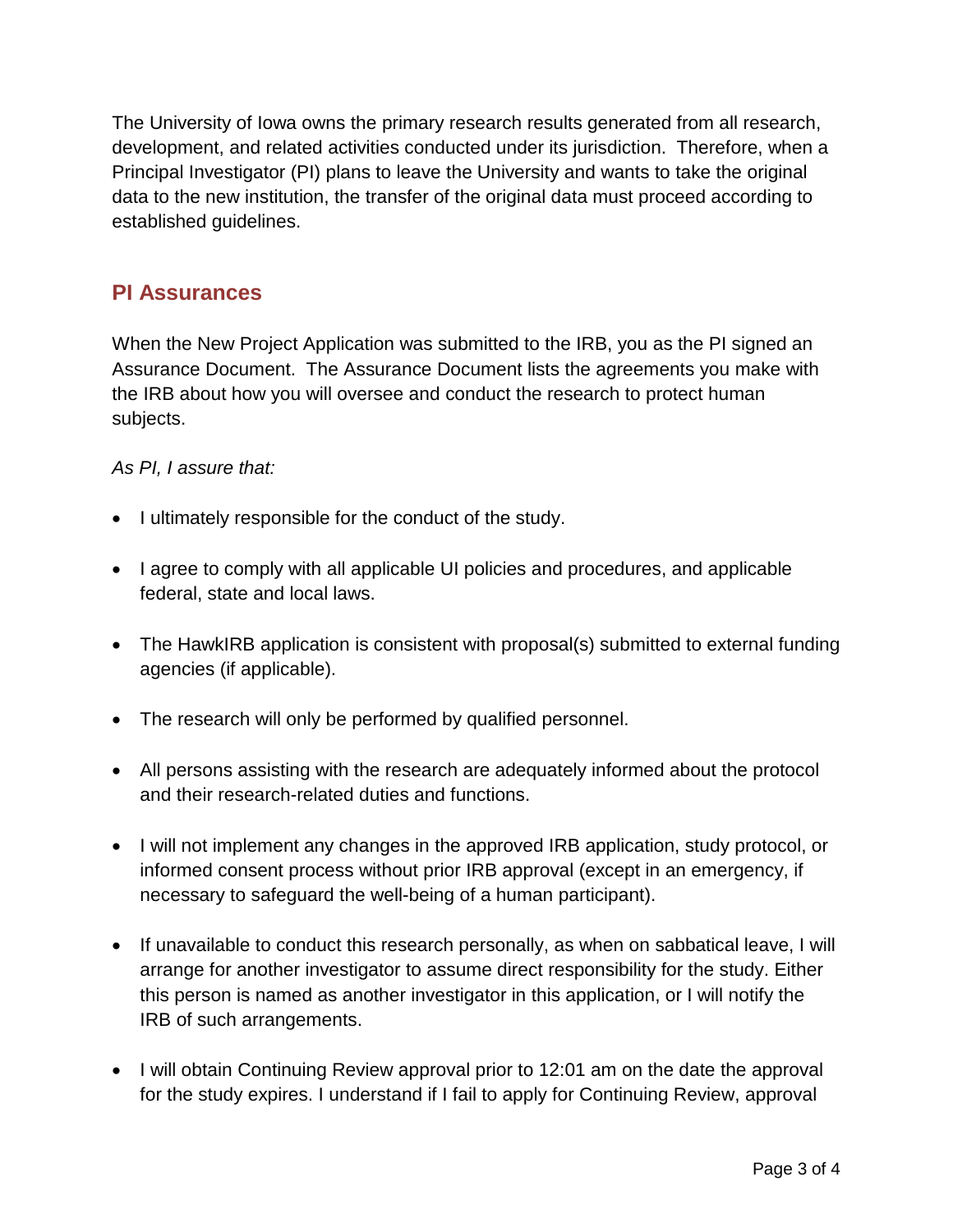The University of Iowa owns the primary research results generated from all research, development, and related activities conducted under its jurisdiction. Therefore, when a Principal Investigator (PI) plans to leave the University and wants to take the original data to the new institution, the transfer of the original data must proceed according to established guidelines.

## PI Assurances

When the New Project Application was submitted to the IRB, you as the PI signed an Assurance Document. The Assurance Document lists the agreements you make with the IRB about how you will oversee and conduct the research to protect human subjects.

*As PI, I assure that:*

- I ultimately responsible for the conduct of the study.
- I agree to comply with all applicable UI policies and procedures, and applicable federal, state and local laws.
- The HawkIRB application is consistent with proposal(s) submitted to external funding agencies (if applicable).
- The research will only be performed by qualified personnel.
- All persons assisting with the research are adequately informed about the protocol and their research-related duties and functions.
- I will not implement any changes in the approved IRB application, study protocol, or informed consent process without prior IRB approval (except in an emergency, if necessary to safeguard the well-being of a human participant).
- If unavailable to conduct this research personally, as when on sabbatical leave, I will arrange for another investigator to assume direct responsibility for the study. Either this person is named as another investigator in this application, or I will notify the IRB of such arrangements.
- I will obtain Continuing Review approval prior to 12:01 am on the date the approval for the study expires. I understand if I fail to apply for Continuing Review, approval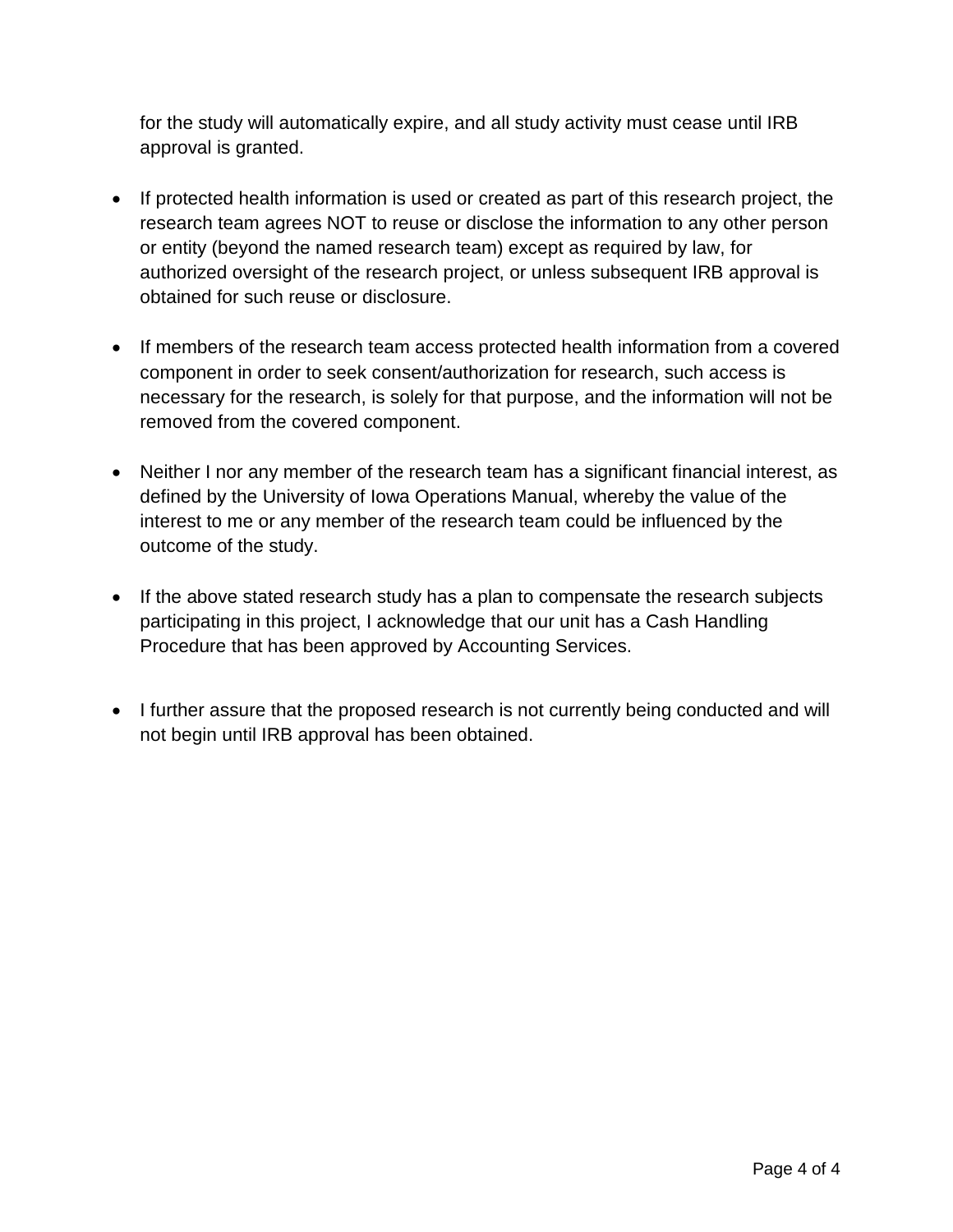for the study will automatically expire, and all study activity must cease until IRB approval is granted.

- If protected health information is used or created as part of this research project, the research team agrees NOT to reuse or disclose the information to any other person or entity (beyond the named research team) except as required by law, for authorized oversight of the research project, or unless subsequent IRB approval is obtained for such reuse or disclosure.

- If members of the research team access protected health information from a covered component in order to seek consent/authorization for research, such access is necessary for the research, is solely for that purpose, and the information will not be removed from the covered component.

- Neither I nor any member of the research team has a significant financial interest, as defined by the University of Iowa Operations Manual, whereby the value of the interest to me or any member of the research team could be influenced by the outcome of the study.

- If the above stated research study has a plan to compensate the research subjects participating in this project, I acknowledge that our unit has a Cash Handling Procedure that has been approved by Accounting Services.

- I further assure that the proposed research is not currently being conducted and will not begin until IRB approval has been obtained.